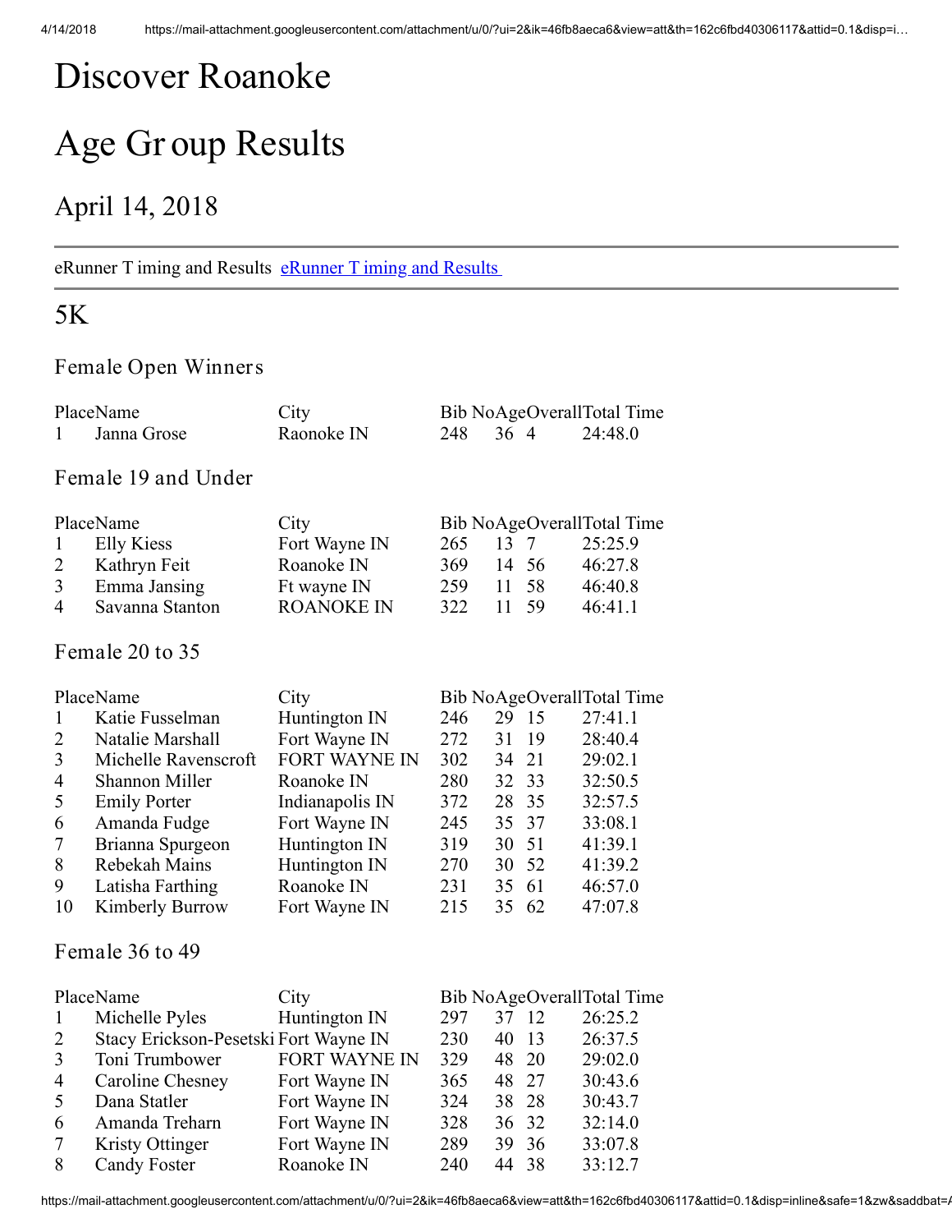# Discover Roanoke

# Age Group Results

## April 14, 2018

eRunner Timing and Results [eRunner Timing and Results](#)

## 5K

### Female Open Winners

| Place | Name | City | Bib No | Age | Overall | Total Time |
|---|---|---|---|---|---|---|
| 1 | Janna Grose | Raonoke IN | 248 | 36 | 4 | 24:48.0 |

### Female 19 and Under

| Place | Name | City | Bib No | Age | Overall | Total Time |
|---|---|---|---|---|---|---|
| 1 | Elly Kiess | Fort Wayne IN | 265 | 13 | 7 | 25:25.9 |
| 2 | Kathryn Feit | Roanoke IN | 369 | 14 | 56 | 46:27.8 |
| 3 | Emma Jansing | Ft wayne IN | 259 | 11 | 58 | 46:40.8 |
| 4 | Savanna Stanton | ROANOKE IN | 322 | 11 | 59 | 46:41.1 |

### Female 20 to 35

| Place | Name | City | Bib No | Age | Overall | Total Time |
|---|---|---|---|---|---|---|
| 1 | Katie Fusselman | Huntington IN | 246 | 29 | 15 | 27:41.1 |
| 2 | Natalie Marshall | Fort Wayne IN | 272 | 31 | 19 | 28:40.4 |
| 3 | Michelle Ravenscroft | FORT WAYNE IN | 302 | 34 | 21 | 29:02.1 |
| 4 | Shannon Miller | Roanoke IN | 280 | 32 | 33 | 32:50.5 |
| 5 | Emily Porter | Indianapolis IN | 372 | 28 | 35 | 32:57.5 |
| 6 | Amanda Fudge | Fort Wayne IN | 245 | 35 | 37 | 33:08.1 |
| 7 | Brianna Spurgeon | Huntington IN | 319 | 30 | 51 | 41:39.1 |
| 8 | Rebekah Mains | Huntington IN | 270 | 30 | 52 | 41:39.2 |
| 9 | Latisha Farthing | Roanoke IN | 231 | 35 | 61 | 46:57.0 |
| 10 | Kimberly Burrow | Fort Wayne IN | 215 | 35 | 62 | 47:07.8 |

### Female 36 to 49

| Place | Name | City | Bib No | Age | Overall | Total Time |
|---|---|---|---|---|---|---|
| 1 | Michelle Pyles | Huntington IN | 297 | 37 | 12 | 26:25.2 |
| 2 | Stacy Erickson-Pesetski | Fort Wayne IN | 230 | 40 | 13 | 26:37.5 |
| 3 | Toni Trumbower | FORT WAYNE IN | 329 | 48 | 20 | 29:02.0 |
| 4 | Caroline Chesney | Fort Wayne IN | 365 | 48 | 27 | 30:43.6 |
| 5 | Dana Statler | Fort Wayne IN | 324 | 38 | 28 | 30:43.7 |
| 6 | Amanda Treharn | Fort Wayne IN | 328 | 36 | 32 | 32:14.0 |
| 7 | Kristy Ottinger | Fort Wayne IN | 289 | 39 | 36 | 33:07.8 |
| 8 | Candy Foster | Roanoke IN | 240 | 44 | 38 | 33:12.7 |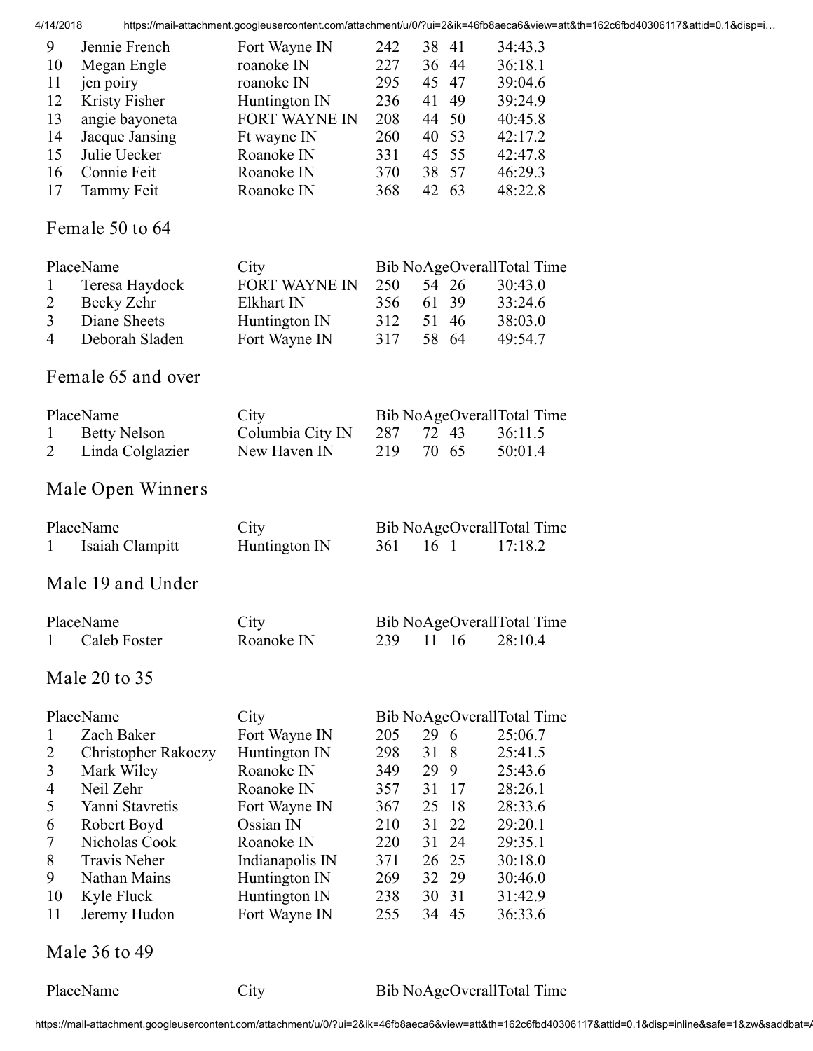| Place | Name | City | Bib No | Age | Overall | Total Time |
|---|---|---|---|---|---|---|
| 9 | Jennie French | Fort Wayne IN | 242 | 38 | 41 | 34:43.3 |
| 10 | Megan Engle | roanoke IN | 227 | 36 | 44 | 36:18.1 |
| 11 | jen poiry | roanoke IN | 295 | 45 | 47 | 39:04.6 |
| 12 | Kristy Fisher | Huntington IN | 236 | 41 | 49 | 39:24.9 |
| 13 | angie bayoneta | FORT WAYNE IN | 208 | 44 | 50 | 40:45.8 |
| 14 | Jacque Jansing | Ft wayne IN | 260 | 40 | 53 | 42:17.2 |
| 15 | Julie Uecker | Roanoke IN | 331 | 45 | 55 | 42:47.8 |
| 16 | Connie Feit | Roanoke IN | 370 | 38 | 57 | 46:29.3 |
| 17 | Tammy Feit | Roanoke IN | 368 | 42 | 63 | 48:22.8 |

## Female 50 to 64

| Place | Name | City | Bib No | Age | Overall | Total Time |
|---|---|---|---|---|---|---|
| 1 | Teresa Haydock | FORT WAYNE IN | 250 | 54 | 26 | 30:43.0 |
| 2 | Becky Zehr | Elkhart IN | 356 | 61 | 39 | 33:24.6 |
| 3 | Diane Sheets | Huntington IN | 312 | 51 | 46 | 38:03.0 |
| 4 | Deborah Sladen | Fort Wayne IN | 317 | 58 | 64 | 49:54.7 |

## Female 65 and over

| Place | Name | City | Bib No | Age | Overall | Total Time |
|---|---|---|---|---|---|---|
| 1 | Betty Nelson | Columbia City IN | 287 | 72 | 43 | 36:11.5 |
| 2 | Linda Colglazier | New Haven IN | 219 | 70 | 65 | 50:01.4 |

## Male Open Winners

| Place | Name | City | Bib No | Age | Overall | Total Time |
|---|---|---|---|---|---|---|
| 1 | Isaiah Clampitt | Huntington IN | 361 | 16 | 1 | 17:18.2 |

## Male 19 and Under

| Place | Name | City | Bib No | Age | Overall | Total Time |
|---|---|---|---|---|---|---|
| 1 | Caleb Foster | Roanoke IN | 239 | 11 | 16 | 28:10.4 |

## Male 20 to 35

| Place | Name | City | Bib No | Age | Overall | Total Time |
|---|---|---|---|---|---|---|
| 1 | Zach Baker | Fort Wayne IN | 205 | 29 | 6 | 25:06.7 |
| 2 | Christopher Rakoczy | Huntington IN | 298 | 31 | 8 | 25:41.5 |
| 3 | Mark Wiley | Roanoke IN | 349 | 29 | 9 | 25:43.6 |
| 4 | Neil Zehr | Roanoke IN | 357 | 31 | 17 | 28:26.1 |
| 5 | Yanni Stavretis | Fort Wayne IN | 367 | 25 | 18 | 28:33.6 |
| 6 | Robert Boyd | Ossian IN | 210 | 31 | 22 | 29:20.1 |
| 7 | Nicholas Cook | Roanoke IN | 220 | 31 | 24 | 29:35.1 |
| 8 | Travis Neher | Indianapolis IN | 371 | 26 | 25 | 30:18.0 |
| 9 | Nathan Mains | Huntington IN | 269 | 32 | 29 | 30:46.0 |
| 10 | Kyle Fluck | Huntington IN | 238 | 30 | 31 | 31:42.9 |
| 11 | Jeremy Hudon | Fort Wayne IN | 255 | 34 | 45 | 36:33.6 |

## Male 36 to 49

| Place | Name | City | Bib No | Age | Overall | Total Time |
|---|---|---|---|---|---|---|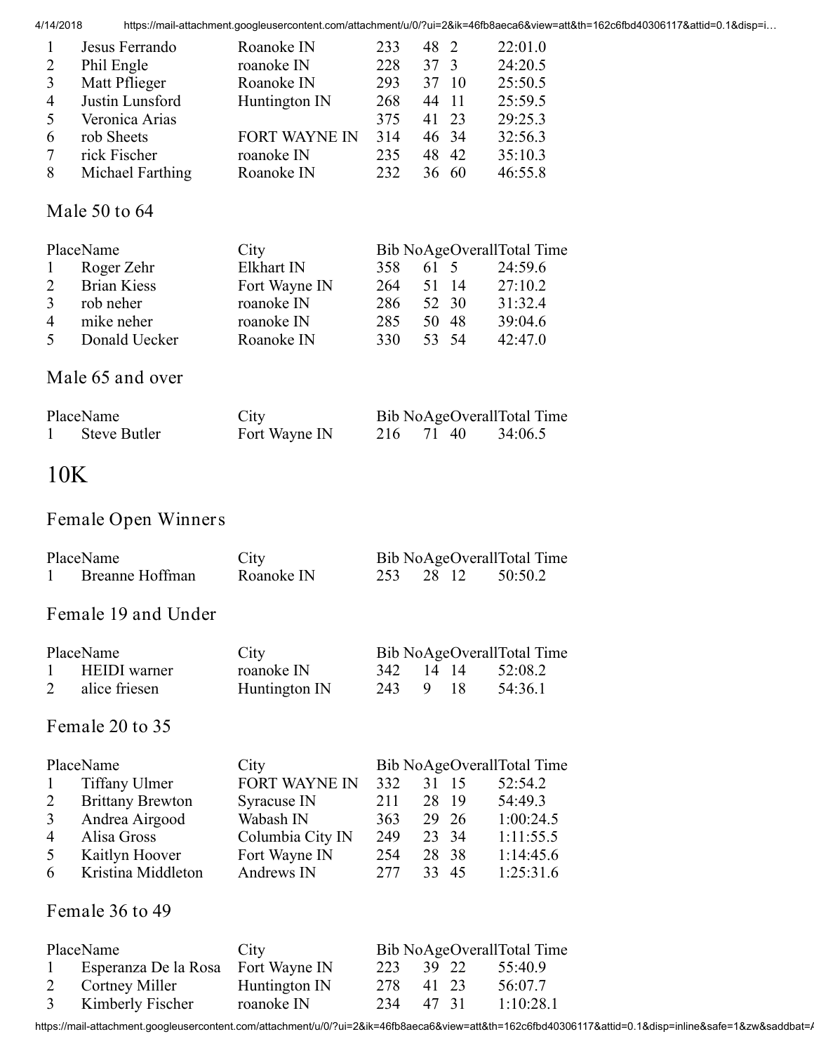| Place | Name | City | Bib No | Age | Overall | Total Time |
|---|---|---|---|---|---|---|
| 1 | Jesus Ferrando | Roanoke IN | 233 | 48 | 2 | 22:01.0 |
| 2 | Phil Engle | roanoke IN | 228 | 37 | 3 | 24:20.5 |
| 3 | Matt Pflieger | Roanoke IN | 293 | 37 | 10 | 25:50.5 |
| 4 | Justin Lunsford | Huntington IN | 268 | 44 | 11 | 25:59.5 |
| 5 | Veronica Arias | | 375 | 41 | 23 | 29:25.3 |
| 6 | rob Sheets | FORT WAYNE IN | 314 | 46 | 34 | 32:56.3 |
| 7 | rick Fischer | roanoke IN | 235 | 48 | 42 | 35:10.3 |
| 8 | Michael Farthing | Roanoke IN | 232 | 36 | 60 | 46:55.8 |

### Male 50 to 64

| Place | Name | City | Bib No | Age | Overall | Total Time |
|---|---|---|---|---|---|---|
| 1 | Roger Zehr | Elkhart IN | 358 | 61 | 5 | 24:59.6 |
| 2 | Brian Kiess | Fort Wayne IN | 264 | 51 | 14 | 27:10.2 |
| 3 | rob neher | roanoke IN | 286 | 52 | 30 | 31:32.4 |
| 4 | mike neher | roanoke IN | 285 | 50 | 48 | 39:04.6 |
| 5 | Donald Uecker | Roanoke IN | 330 | 53 | 54 | 42:47.0 |

### Male 65 and over

| Place | Name | City | Bib No | Age | Overall | Total Time |
|---|---|---|---|---|---|---|
| 1 | Steve Butler | Fort Wayne IN | 216 | 71 | 40 | 34:06.5 |

## 10K

### Female Open Winners

| Place | Name | City | Bib No | Age | Overall | Total Time |
|---|---|---|---|---|---|---|
| 1 | Breanne Hoffman | Roanoke IN | 253 | 28 | 12 | 50:50.2 |

### Female 19 and Under

| Place | Name | City | Bib No | Age | Overall | Total Time |
|---|---|---|---|---|---|---|
| 1 | HEIDI warner | roanoke IN | 342 | 14 | 14 | 52:08.2 |
| 2 | alice friesen | Huntington IN | 243 | 9 | 18 | 54:36.1 |

### Female 20 to 35

| Place | Name | City | Bib No | Age | Overall | Total Time |
|---|---|---|---|---|---|---|
| 1 | Tiffany Ulmer | FORT WAYNE IN | 332 | 31 | 15 | 52:54.2 |
| 2 | Brittany Brewton | Syracuse IN | 211 | 28 | 19 | 54:49.3 |
| 3 | Andrea Airgood | Wabash IN | 363 | 29 | 26 | 1:00:24.5 |
| 4 | Alisa Gross | Columbia City IN | 249 | 23 | 34 | 1:11:55.5 |
| 5 | Kaitlyn Hoover | Fort Wayne IN | 254 | 28 | 38 | 1:14:45.6 |
| 6 | Kristina Middleton | Andrews IN | 277 | 33 | 45 | 1:25:31.6 |

### Female 36 to 49

| Place | Name | City | Bib No | Age | Overall | Total Time |
|---|---|---|---|---|---|---|
| 1 | Esperanza De la Rosa | Fort Wayne IN | 223 | 39 | 22 | 55:40.9 |
| 2 | Cortney Miller | Huntington IN | 278 | 41 | 23 | 56:07.7 |
| 3 | Kimberly Fischer | roanoke IN | 234 | 47 | 31 | 1:10:28.1 |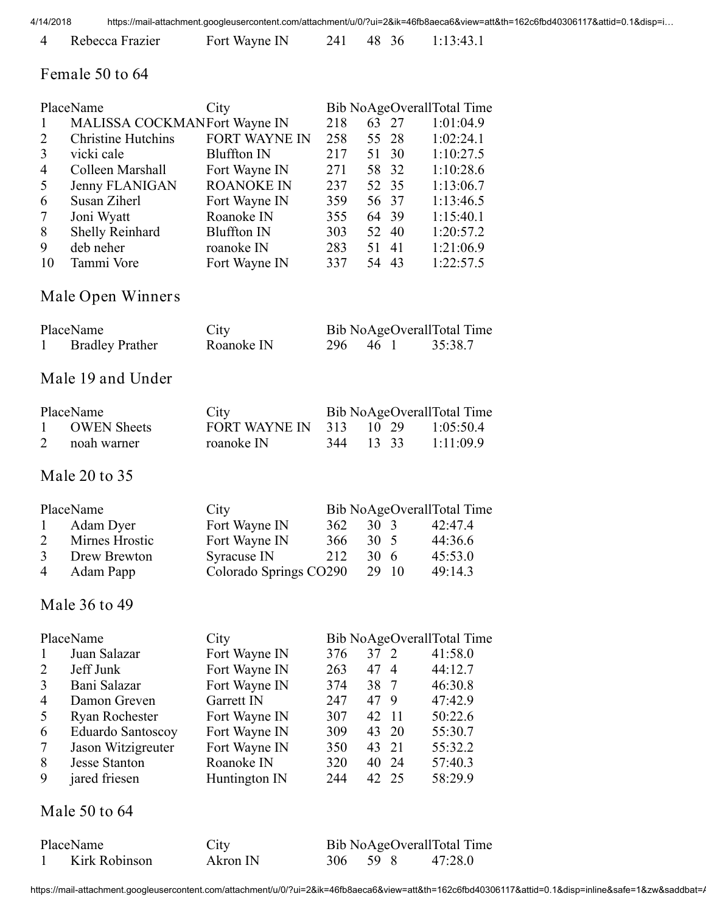| 4 | Rebecca Frazier | Fort Wayne IN | 241 | 48 | 36 | 1:13:43.1 |
|---|---|---|---|---|---|---|

## Female 50 to 64

| Place | Name | City | Bib No | Age | Overall | Total Time |
|---|---|---|---|---|---|---|
| 1 | MALISSA COCKMAN | Fort Wayne IN | 218 | 63 | 27 | 1:01:04.9 |
| 2 | Christine Hutchins | FORT WAYNE IN | 258 | 55 | 28 | 1:02:24.1 |
| 3 | vicki cale | Bluffton IN | 217 | 51 | 30 | 1:10:27.5 |
| 4 | Colleen Marshall | Fort Wayne IN | 271 | 58 | 32 | 1:10:28.6 |
| 5 | Jenny FLANIGAN | ROANOKE IN | 237 | 52 | 35 | 1:13:06.7 |
| 6 | Susan Ziherl | Fort Wayne IN | 359 | 56 | 37 | 1:13:46.5 |
| 7 | Joni Wyatt | Roanoke IN | 355 | 64 | 39 | 1:15:40.1 |
| 8 | Shelly Reinhard | Bluffton IN | 303 | 52 | 40 | 1:20:57.2 |
| 9 | deb neher | roanoke IN | 283 | 51 | 41 | 1:21:06.9 |
| 10 | Tammi Vore | Fort Wayne IN | 337 | 54 | 43 | 1:22:57.5 |

## Male Open Winners

| Place | Name | City | Bib No | Age | Overall | Total Time |
|---|---|---|---|---|---|---|
| 1 | Bradley Prather | Roanoke IN | 296 | 46 | 1 | 35:38.7 |

## Male 19 and Under

| Place | Name | City | Bib No | Age | Overall | Total Time |
|---|---|---|---|---|---|---|
| 1 | OWEN Sheets | FORT WAYNE IN | 313 | 10 | 29 | 1:05:50.4 |
| 2 | noah warner | roanoke IN | 344 | 13 | 33 | 1:11:09.9 |

## Male 20 to 35

| Place | Name | City | Bib No | Age | Overall | Total Time |
|---|---|---|---|---|---|---|
| 1 | Adam Dyer | Fort Wayne IN | 362 | 30 | 3 | 42:47.4 |
| 2 | Mirnes Hrostic | Fort Wayne IN | 366 | 30 | 5 | 44:36.6 |
| 3 | Drew Brewton | Syracuse IN | 212 | 30 | 6 | 45:53.0 |
| 4 | Adam Papp | Colorado Springs CO | 290 | 29 | 10 | 49:14.3 |

## Male 36 to 49

| Place | Name | City | Bib No | Age | Overall | Total Time |
|---|---|---|---|---|---|---|
| 1 | Juan Salazar | Fort Wayne IN | 376 | 37 | 2 | 41:58.0 |
| 2 | Jeff Junk | Fort Wayne IN | 263 | 47 | 4 | 44:12.7 |
| 3 | Bani Salazar | Fort Wayne IN | 374 | 38 | 7 | 46:30.8 |
| 4 | Damon Greven | Garrett IN | 247 | 47 | 9 | 47:42.9 |
| 5 | Ryan Rochester | Fort Wayne IN | 307 | 42 | 11 | 50:22.6 |
| 6 | Eduardo Santoscoy | Fort Wayne IN | 309 | 43 | 20 | 55:30.7 |
| 7 | Jason Witzigreuter | Fort Wayne IN | 350 | 43 | 21 | 55:32.2 |
| 8 | Jesse Stanton | Roanoke IN | 320 | 40 | 24 | 57:40.3 |
| 9 | jared friesen | Huntington IN | 244 | 42 | 25 | 58:29.9 |

## Male 50 to 64

| Place | Name | City | Bib No | Age | Overall | Total Time |
|---|---|---|---|---|---|---|
| 1 | Kirk Robinson | Akron IN | 306 | 59 | 8 | 47:28.0 |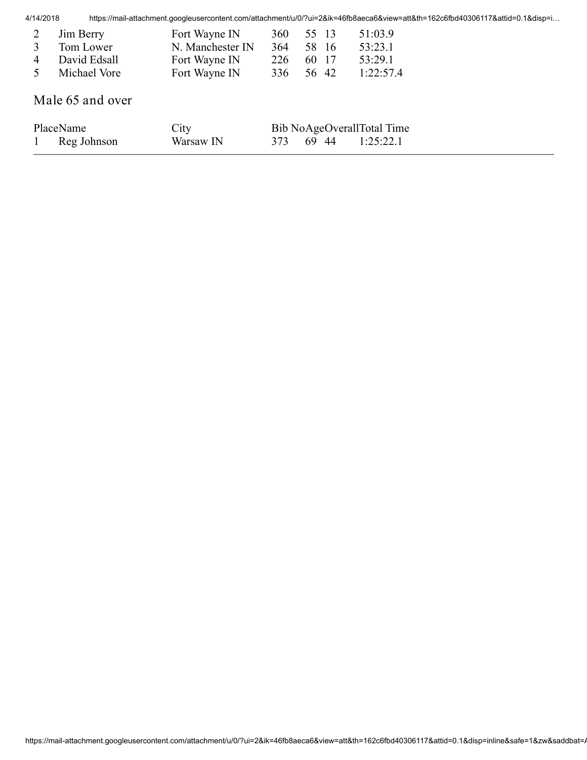| | | | | | | |
|---|---|---|---|---|---|---|
| 2 | Jim Berry | Fort Wayne IN | 360 | 55 | 13 | 51:03.9 |
| 3 | Tom Lower | N. Manchester IN | 364 | 58 | 16 | 53:23.1 |
| 4 | David Edsall | Fort Wayne IN | 226 | 60 | 17 | 53:29.1 |
| 5 | Michael Vore | Fort Wayne IN | 336 | 56 | 42 | 1:22:57.4 |

## Male 65 and over

| Place | Name | City | Bib No | Age | Overall | Total Time |
|---|---|---|---|---|---|---|
| 1 | Reg Johnson | Warsaw IN | 373 | 69 | 44 | 1:25:22.1 |